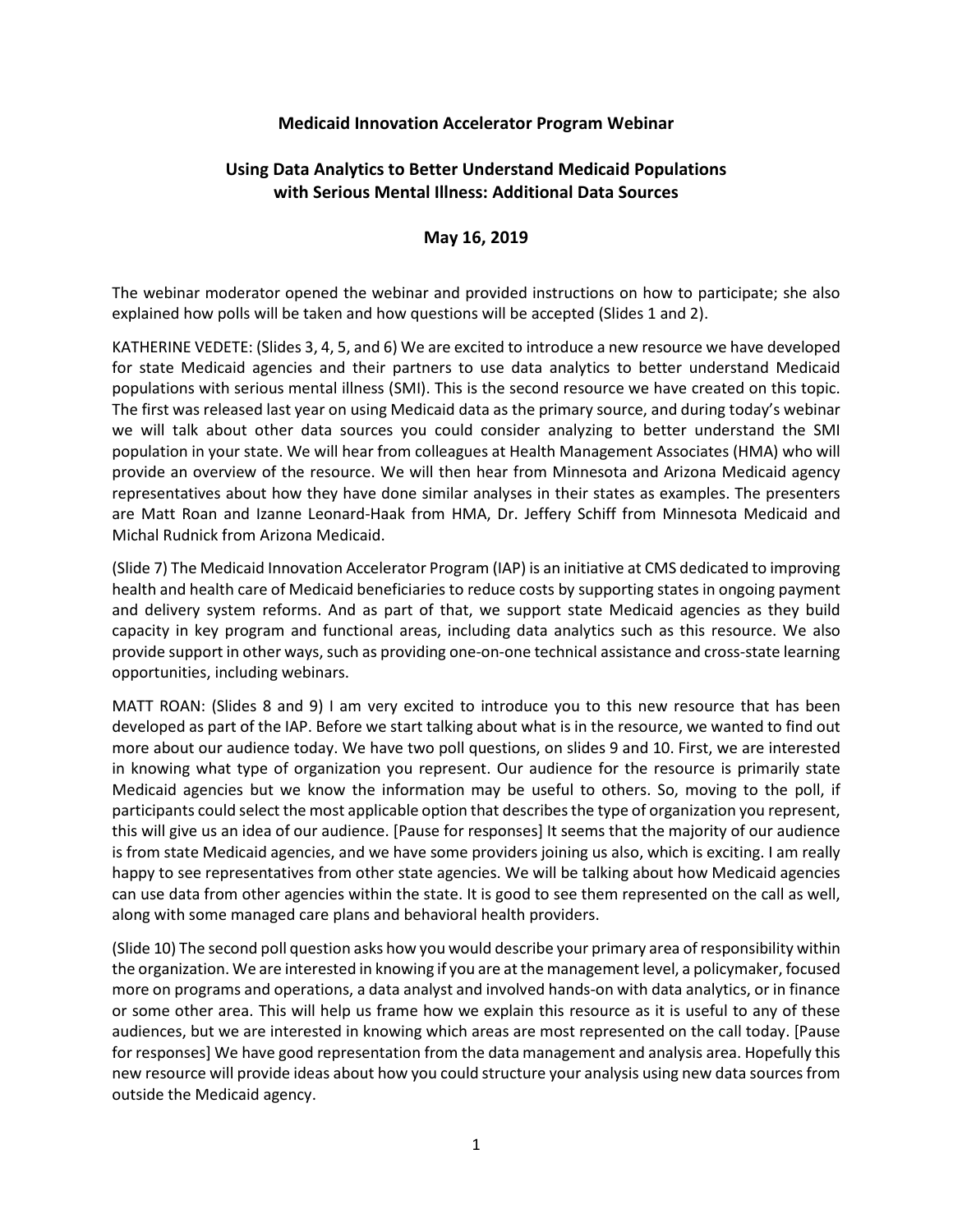# Medicaid Innovation Accelerator Program Webinar

## Using Data Analytics to Better Understand Medicaid Populations with Serious Mental Illness: Additional Data Sources

### May 16, 2019

The webinar moderator opened the webinar and provided instructions on how to participate; she also explained how polls will be taken and how questions will be accepted (Slides 1 and 2).

KATHERINE VEDETE: (Slides 3, 4, 5, and 6) We are excited to introduce a new resource we have developed for state Medicaid agencies and their partners to use data analytics to better understand Medicaid populations with serious mental illness (SMI). This is the second resource we have created on this topic. The first was released last year on using Medicaid data as the primary source, and during today's webinar we will talk about other data sources you could consider analyzing to better understand the SMI population in your state. We will hear from colleagues at Health Management Associates (HMA) who will provide an overview of the resource. We will then hear from Minnesota and Arizona Medicaid agency representatives about how they have done similar analyses in their states as examples. The presenters are Matt Roan and Izanne Leonard-Haak from HMA, Dr. Jeffery Schiff from Minnesota Medicaid and Michal Rudnick from Arizona Medicaid.

(Slide 7) The Medicaid Innovation Accelerator Program (IAP) is an initiative at CMS dedicated to improving health and health care of Medicaid beneficiaries to reduce costs by supporting states in ongoing payment and delivery system reforms. And as part of that, we support state Medicaid agencies as they build capacity in key program and functional areas, including data analytics such as this resource. We also provide support in other ways, such as providing one-on-one technical assistance and cross-state learning opportunities, including webinars.

MATT ROAN: (Slides 8 and 9) I am very excited to introduce you to this new resource that has been developed as part of the IAP. Before we start talking about what is in the resource, we wanted to find out more about our audience today. We have two poll questions, on slides 9 and 10. First, we are interested in knowing what type of organization you represent. Our audience for the resource is primarily state Medicaid agencies but we know the information may be useful to others. So, moving to the poll, if participants could select the most applicable option that describes the type of organization you represent, this will give us an idea of our audience. [Pause for responses] It seems that the majority of our audience is from state Medicaid agencies, and we have some providers joining us also, which is exciting. I am really happy to see representatives from other state agencies. We will be talking about how Medicaid agencies can use data from other agencies within the state. It is good to see them represented on the call as well, along with some managed care plans and behavioral health providers.

(Slide 10) The second poll question asks how you would describe your primary area of responsibility within the organization. We are interested in knowing if you are at the management level, a policymaker, focused more on programs and operations, a data analyst and involved hands-on with data analytics, or in finance or some other area. This will help us frame how we explain this resource as it is useful to any of these audiences, but we are interested in knowing which areas are most represented on the call today. [Pause for responses] We have good representation from the data management and analysis area. Hopefully this new resource will provide ideas about how you could structure your analysis using new data sources from outside the Medicaid agency.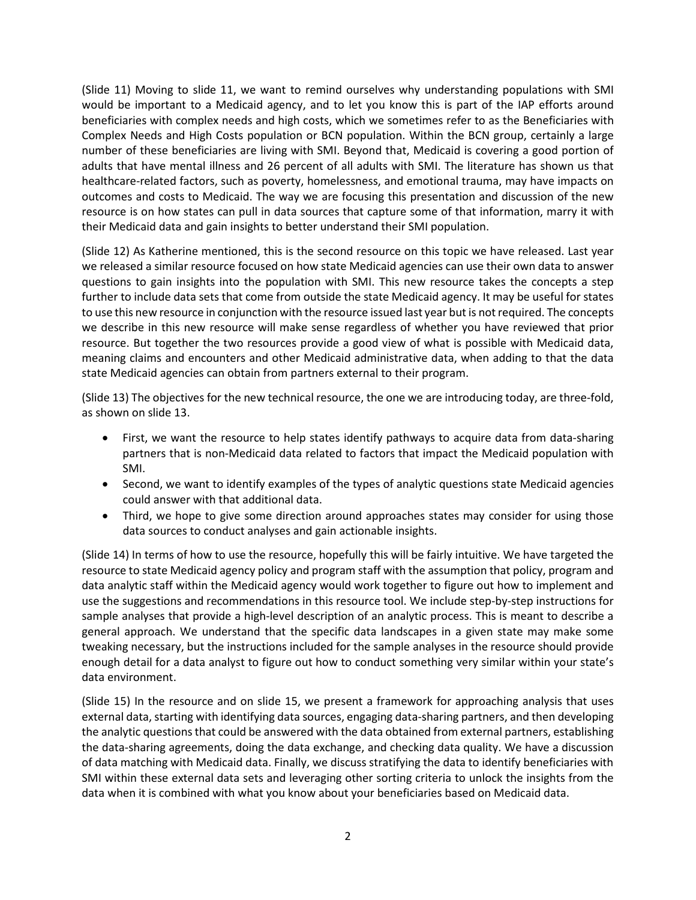(Slide 11) Moving to slide 11, we want to remind ourselves why understanding populations with SMI would be important to a Medicaid agency, and to let you know this is part of the IAP efforts around beneficiaries with complex needs and high costs, which we sometimes refer to as the Beneficiaries with Complex Needs and High Costs population or BCN population. Within the BCN group, certainly a large number of these beneficiaries are living with SMI. Beyond that, Medicaid is covering a good portion of adults that have mental illness and 26 percent of all adults with SMI. The literature has shown us that healthcare-related factors, such as poverty, homelessness, and emotional trauma, may have impacts on outcomes and costs to Medicaid. The way we are focusing this presentation and discussion of the new resource is on how states can pull in data sources that capture some of that information, marry it with their Medicaid data and gain insights to better understand their SMI population.

(Slide 12) As Katherine mentioned, this is the second resource on this topic we have released. Last year we released a similar resource focused on how state Medicaid agencies can use their own data to answer questions to gain insights into the population with SMI. This new resource takes the concepts a step further to include data sets that come from outside the state Medicaid agency. It may be useful for states to use this new resource in conjunction with the resource issued last year but is not required. The concepts we describe in this new resource will make sense regardless of whether you have reviewed that prior resource. But together the two resources provide a good view of what is possible with Medicaid data, meaning claims and encounters and other Medicaid administrative data, when adding to that the data state Medicaid agencies can obtain from partners external to their program.

(Slide 13) The objectives for the new technical resource, the one we are introducing today, are three-fold, as shown on slide 13.

- First, we want the resource to help states identify pathways to acquire data from data-sharing partners that is non-Medicaid data related to factors that impact the Medicaid population with SMI.
- Second, we want to identify examples of the types of analytic questions state Medicaid agencies could answer with that additional data.
- Third, we hope to give some direction around approaches states may consider for using those data sources to conduct analyses and gain actionable insights.

(Slide 14) In terms of how to use the resource, hopefully this will be fairly intuitive. We have targeted the resource to state Medicaid agency policy and program staff with the assumption that policy, program and data analytic staff within the Medicaid agency would work together to figure out how to implement and use the suggestions and recommendations in this resource tool. We include step-by-step instructions for sample analyses that provide a high-level description of an analytic process. This is meant to describe a general approach. We understand that the specific data landscapes in a given state may make some tweaking necessary, but the instructions included for the sample analyses in the resource should provide enough detail for a data analyst to figure out how to conduct something very similar within your state's data environment.

(Slide 15) In the resource and on slide 15, we present a framework for approaching analysis that uses external data, starting with identifying data sources, engaging data-sharing partners, and then developing the analytic questions that could be answered with the data obtained from external partners, establishing the data-sharing agreements, doing the data exchange, and checking data quality. We have a discussion of data matching with Medicaid data. Finally, we discuss stratifying the data to identify beneficiaries with SMI within these external data sets and leveraging other sorting criteria to unlock the insights from the data when it is combined with what you know about your beneficiaries based on Medicaid data.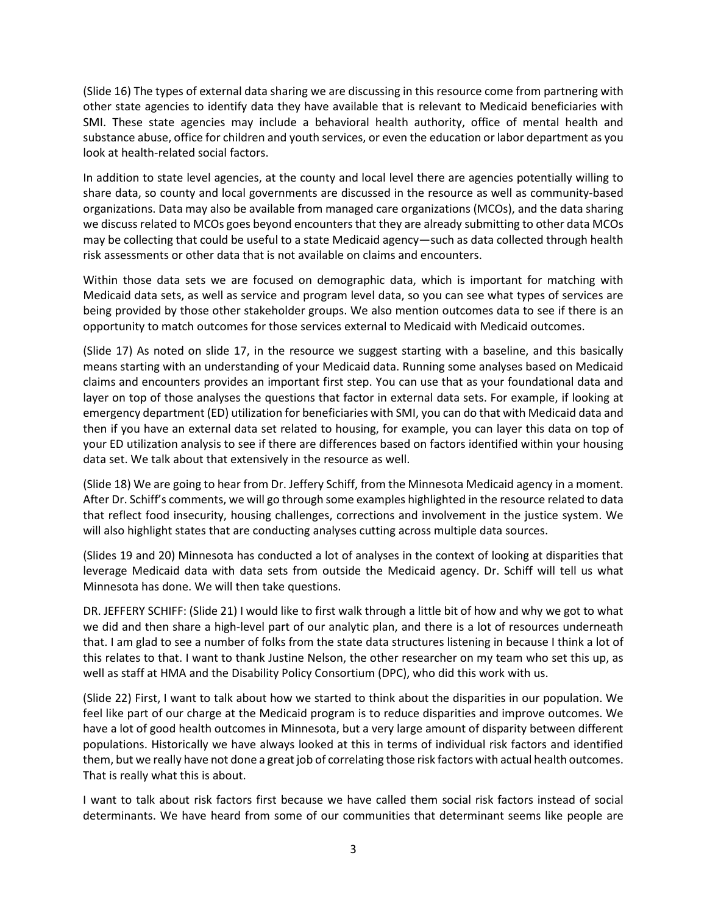(Slide 16) The types of external data sharing we are discussing in this resource come from partnering with other state agencies to identify data they have available that is relevant to Medicaid beneficiaries with SMI. These state agencies may include a behavioral health authority, office of mental health and substance abuse, office for children and youth services, or even the education or labor department as you look at health-related social factors.

In addition to state level agencies, at the county and local level there are agencies potentially willing to share data, so county and local governments are discussed in the resource as well as community-based organizations. Data may also be available from managed care organizations (MCOs), and the data sharing we discuss related to MCOs goes beyond encounters that they are already submitting to other data MCOs may be collecting that could be useful to a state Medicaid agency—such as data collected through health risk assessments or other data that is not available on claims and encounters.

Within those data sets we are focused on demographic data, which is important for matching with Medicaid data sets, as well as service and program level data, so you can see what types of services are being provided by those other stakeholder groups. We also mention outcomes data to see if there is an opportunity to match outcomes for those services external to Medicaid with Medicaid outcomes.

(Slide 17) As noted on slide 17, in the resource we suggest starting with a baseline, and this basically means starting with an understanding of your Medicaid data. Running some analyses based on Medicaid claims and encounters provides an important first step. You can use that as your foundational data and layer on top of those analyses the questions that factor in external data sets. For example, if looking at emergency department (ED) utilization for beneficiaries with SMI, you can do that with Medicaid data and then if you have an external data set related to housing, for example, you can layer this data on top of your ED utilization analysis to see if there are differences based on factors identified within your housing data set. We talk about that extensively in the resource as well.

(Slide 18) We are going to hear from Dr. Jeffery Schiff, from the Minnesota Medicaid agency in a moment. After Dr. Schiff's comments, we will go through some examples highlighted in the resource related to data that reflect food insecurity, housing challenges, corrections and involvement in the justice system. We will also highlight states that are conducting analyses cutting across multiple data sources.

(Slides 19 and 20) Minnesota has conducted a lot of analyses in the context of looking at disparities that leverage Medicaid data with data sets from outside the Medicaid agency. Dr. Schiff will tell us what Minnesota has done. We will then take questions.

DR. JEFFERY SCHIFF: (Slide 21) I would like to first walk through a little bit of how and why we got to what we did and then share a high-level part of our analytic plan, and there is a lot of resources underneath that. I am glad to see a number of folks from the state data structures listening in because I think a lot of this relates to that. I want to thank Justine Nelson, the other researcher on my team who set this up, as well as staff at HMA and the Disability Policy Consortium (DPC), who did this work with us.

(Slide 22) First, I want to talk about how we started to think about the disparities in our population. We feel like part of our charge at the Medicaid program is to reduce disparities and improve outcomes. We have a lot of good health outcomes in Minnesota, but a very large amount of disparity between different populations. Historically we have always looked at this in terms of individual risk factors and identified them, but we really have not done a great job of correlating those risk factors with actual health outcomes. That is really what this is about.

I want to talk about risk factors first because we have called them social risk factors instead of social determinants. We have heard from some of our communities that determinant seems like people are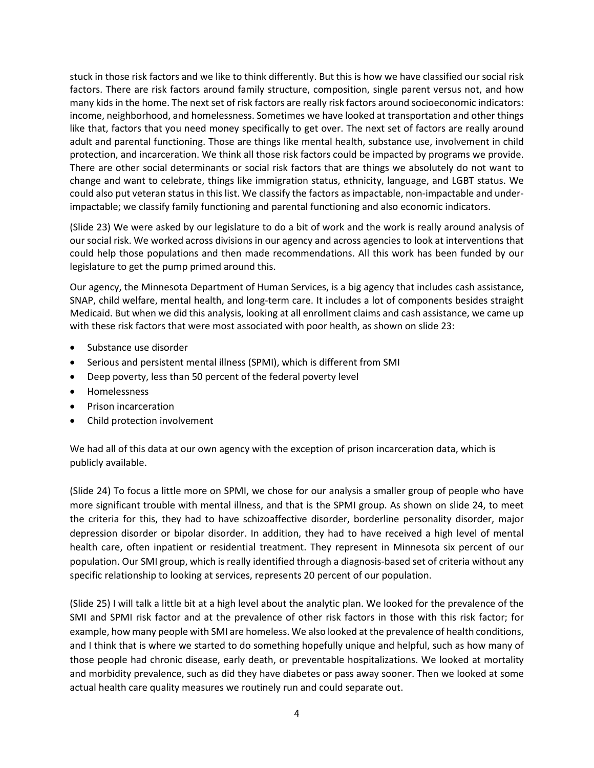stuck in those risk factors and we like to think differently. But this is how we have classified our social risk factors. There are risk factors around family structure, composition, single parent versus not, and how many kids in the home. The next set of risk factors are really risk factors around socioeconomic indicators: income, neighborhood, and homelessness. Sometimes we have looked at transportation and other things like that, factors that you need money specifically to get over. The next set of factors are really around adult and parental functioning. Those are things like mental health, substance use, involvement in child protection, and incarceration. We think all those risk factors could be impacted by programs we provide. There are other social determinants or social risk factors that are things we absolutely do not want to change and want to celebrate, things like immigration status, ethnicity, language, and LGBT status. We could also put veteran status in this list. We classify the factors as impactable, non-impactable and under-impactable; we classify family functioning and parental functioning and also economic indicators.

(Slide 23) We were asked by our legislature to do a bit of work and the work is really around analysis of our social risk. We worked across divisions in our agency and across agencies to look at interventions that could help those populations and then made recommendations. All this work has been funded by our legislature to get the pump primed around this.

Our agency, the Minnesota Department of Human Services, is a big agency that includes cash assistance, SNAP, child welfare, mental health, and long-term care. It includes a lot of components besides straight Medicaid. But when we did this analysis, looking at all enrollment claims and cash assistance, we came up with these risk factors that were most associated with poor health, as shown on slide 23:

- Substance use disorder
- Serious and persistent mental illness (SPMI), which is different from SMI
- Deep poverty, less than 50 percent of the federal poverty level
- Homelessness
- Prison incarceration
- Child protection involvement

We had all of this data at our own agency with the exception of prison incarceration data, which is publicly available.

(Slide 24) To focus a little more on SPMI, we chose for our analysis a smaller group of people who have more significant trouble with mental illness, and that is the SPMI group. As shown on slide 24, to meet the criteria for this, they had to have schizoaffective disorder, borderline personality disorder, major depression disorder or bipolar disorder. In addition, they had to have received a high level of mental health care, often inpatient or residential treatment. They represent in Minnesota six percent of our population. Our SMI group, which is really identified through a diagnosis-based set of criteria without any specific relationship to looking at services, represents 20 percent of our population.

(Slide 25) I will talk a little bit at a high level about the analytic plan. We looked for the prevalence of the SMI and SPMI risk factor and at the prevalence of other risk factors in those with this risk factor; for example, how many people with SMI are homeless. We also looked at the prevalence of health conditions, and I think that is where we started to do something hopefully unique and helpful, such as how many of those people had chronic disease, early death, or preventable hospitalizations. We looked at mortality and morbidity prevalence, such as did they have diabetes or pass away sooner. Then we looked at some actual health care quality measures we routinely run and could separate out.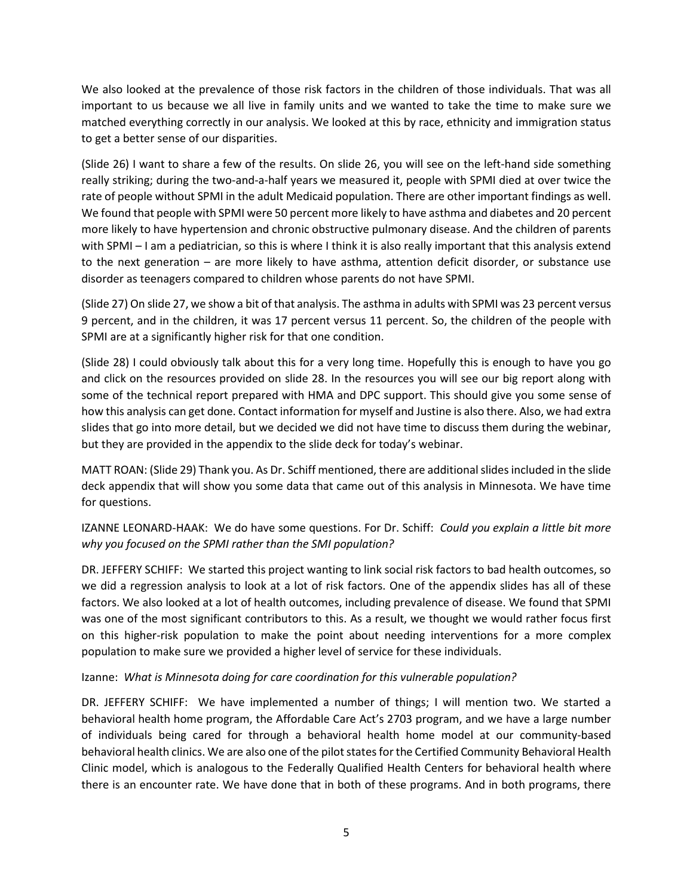We also looked at the prevalence of those risk factors in the children of those individuals. That was all important to us because we all live in family units and we wanted to take the time to make sure we matched everything correctly in our analysis. We looked at this by race, ethnicity and immigration status to get a better sense of our disparities.

(Slide 26) I want to share a few of the results. On slide 26, you will see on the left-hand side something really striking; during the two-and-a-half years we measured it, people with SPMI died at over twice the rate of people without SPMI in the adult Medicaid population. There are other important findings as well. We found that people with SPMI were 50 percent more likely to have asthma and diabetes and 20 percent more likely to have hypertension and chronic obstructive pulmonary disease. And the children of parents with SPMI – I am a pediatrician, so this is where I think it is also really important that this analysis extend to the next generation – are more likely to have asthma, attention deficit disorder, or substance use disorder as teenagers compared to children whose parents do not have SPMI.

(Slide 27) On slide 27, we show a bit of that analysis. The asthma in adults with SPMI was 23 percent versus 9 percent, and in the children, it was 17 percent versus 11 percent. So, the children of the people with SPMI are at a significantly higher risk for that one condition.

(Slide 28) I could obviously talk about this for a very long time. Hopefully this is enough to have you go and click on the resources provided on slide 28. In the resources you will see our big report along with some of the technical report prepared with HMA and DPC support. This should give you some sense of how this analysis can get done. Contact information for myself and Justine is also there. Also, we had extra slides that go into more detail, but we decided we did not have time to discuss them during the webinar, but they are provided in the appendix to the slide deck for today's webinar.

MATT ROAN: (Slide 29) Thank you. As Dr. Schiff mentioned, there are additional slides included in the slide deck appendix that will show you some data that came out of this analysis in Minnesota. We have time for questions.

IZANNE LEONARD-HAAK: We do have some questions. For Dr. Schiff: *Could you explain a little bit more why you focused on the SPMI rather than the SMI population?*

DR. JEFFERY SCHIFF: We started this project wanting to link social risk factors to bad health outcomes, so we did a regression analysis to look at a lot of risk factors. One of the appendix slides has all of these factors. We also looked at a lot of health outcomes, including prevalence of disease. We found that SPMI was one of the most significant contributors to this. As a result, we thought we would rather focus first on this higher-risk population to make the point about needing interventions for a more complex population to make sure we provided a higher level of service for these individuals.

Izanne: *What is Minnesota doing for care coordination for this vulnerable population?*

DR. JEFFERY SCHIFF: We have implemented a number of things; I will mention two. We started a behavioral health home program, the Affordable Care Act's 2703 program, and we have a large number of individuals being cared for through a behavioral health home model at our community-based behavioral health clinics. We are also one of the pilot states for the Certified Community Behavioral Health Clinic model, which is analogous to the Federally Qualified Health Centers for behavioral health where there is an encounter rate. We have done that in both of these programs. And in both programs, there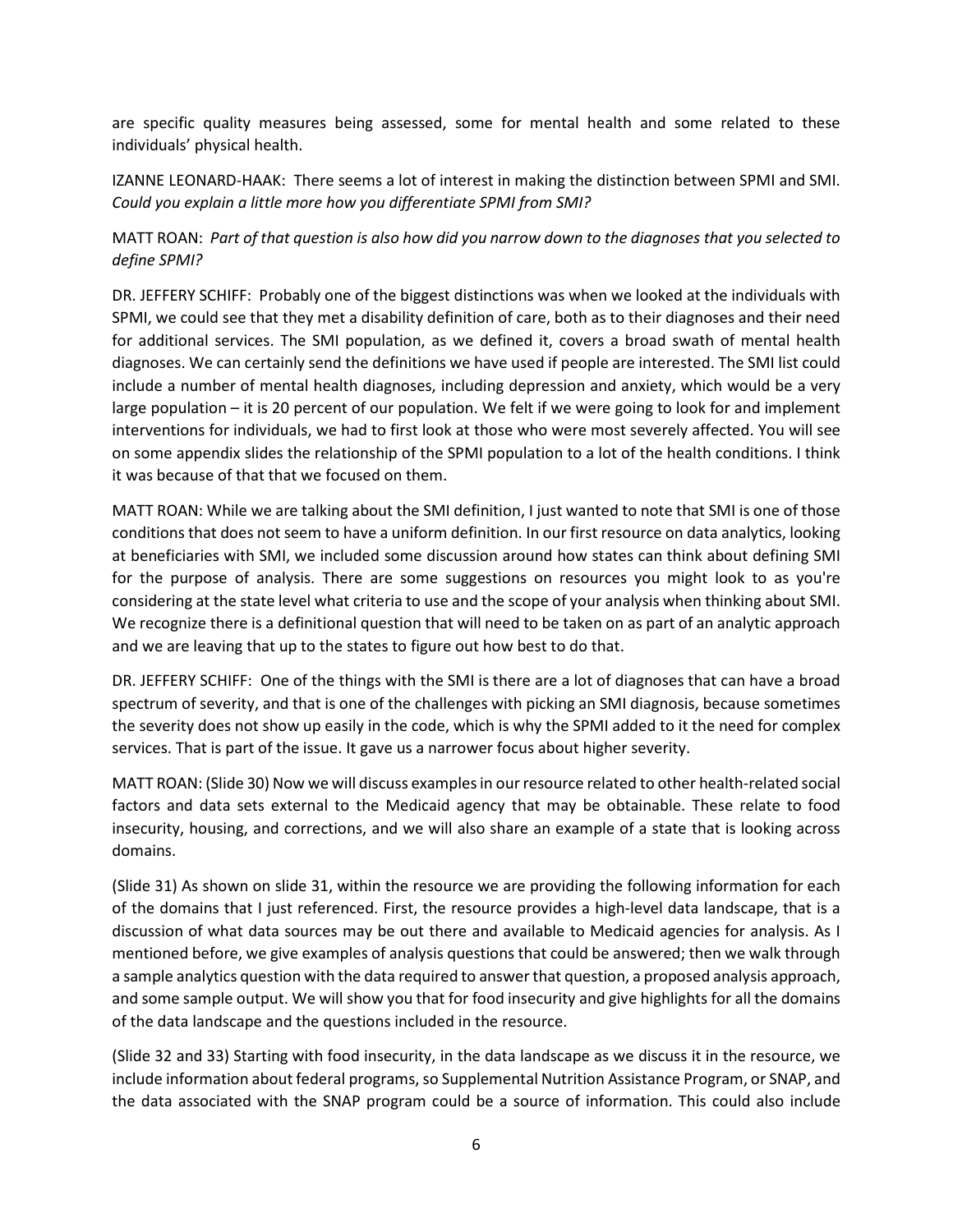are specific quality measures being assessed, some for mental health and some related to these individuals' physical health.

IZANNE LEONARD-HAAK: There seems a lot of interest in making the distinction between SPMI and SMI. *Could you explain a little more how you differentiate SPMI from SMI?*

MATT ROAN: *Part of that question is also how did you narrow down to the diagnoses that you selected to define SPMI?*

DR. JEFFERY SCHIFF: Probably one of the biggest distinctions was when we looked at the individuals with SPMI, we could see that they met a disability definition of care, both as to their diagnoses and their need for additional services. The SMI population, as we defined it, covers a broad swath of mental health diagnoses. We can certainly send the definitions we have used if people are interested. The SMI list could include a number of mental health diagnoses, including depression and anxiety, which would be a very large population – it is 20 percent of our population. We felt if we were going to look for and implement interventions for individuals, we had to first look at those who were most severely affected. You will see on some appendix slides the relationship of the SPMI population to a lot of the health conditions. I think it was because of that that we focused on them.

MATT ROAN: While we are talking about the SMI definition, I just wanted to note that SMI is one of those conditions that does not seem to have a uniform definition. In our first resource on data analytics, looking at beneficiaries with SMI, we included some discussion around how states can think about defining SMI for the purpose of analysis. There are some suggestions on resources you might look to as you're considering at the state level what criteria to use and the scope of your analysis when thinking about SMI. We recognize there is a definitional question that will need to be taken on as part of an analytic approach and we are leaving that up to the states to figure out how best to do that.

DR. JEFFERY SCHIFF: One of the things with the SMI is there are a lot of diagnoses that can have a broad spectrum of severity, and that is one of the challenges with picking an SMI diagnosis, because sometimes the severity does not show up easily in the code, which is why the SPMI added to it the need for complex services. That is part of the issue. It gave us a narrower focus about higher severity.

MATT ROAN: (Slide 30) Now we will discuss examples in our resource related to other health-related social factors and data sets external to the Medicaid agency that may be obtainable. These relate to food insecurity, housing, and corrections, and we will also share an example of a state that is looking across domains.

(Slide 31) As shown on slide 31, within the resource we are providing the following information for each of the domains that I just referenced. First, the resource provides a high-level data landscape, that is a discussion of what data sources may be out there and available to Medicaid agencies for analysis. As I mentioned before, we give examples of analysis questions that could be answered; then we walk through a sample analytics question with the data required to answer that question, a proposed analysis approach, and some sample output. We will show you that for food insecurity and give highlights for all the domains of the data landscape and the questions included in the resource.

(Slide 32 and 33) Starting with food insecurity, in the data landscape as we discuss it in the resource, we include information about federal programs, so Supplemental Nutrition Assistance Program, or SNAP, and the data associated with the SNAP program could be a source of information. This could also include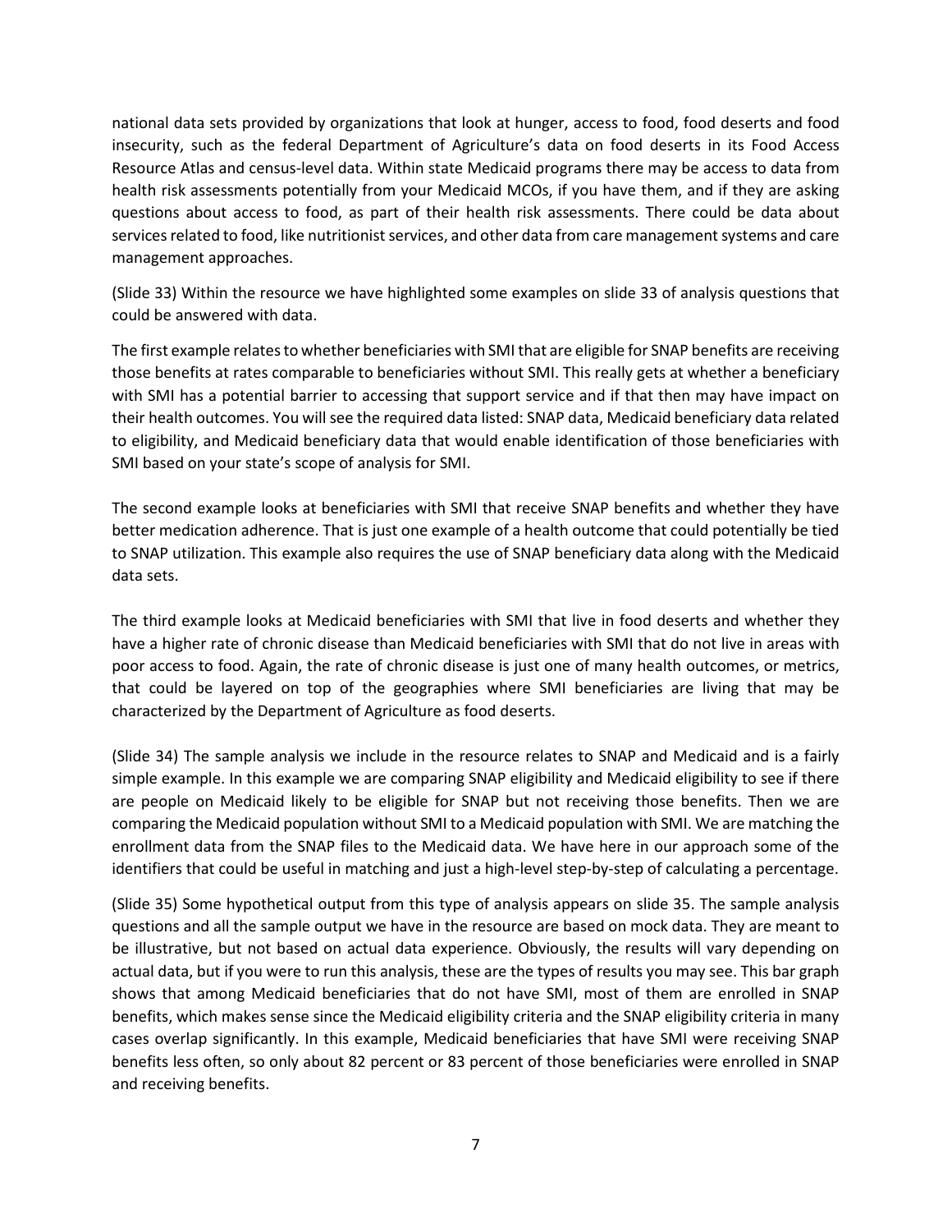national data sets provided by organizations that look at hunger, access to food, food deserts and food insecurity, such as the federal Department of Agriculture's data on food deserts in its Food Access Resource Atlas and census-level data. Within state Medicaid programs there may be access to data from health risk assessments potentially from your Medicaid MCOs, if you have them, and if they are asking questions about access to food, as part of their health risk assessments. There could be data about services related to food, like nutritionist services, and other data from care management systems and care management approaches.

(Slide 33) Within the resource we have highlighted some examples on slide 33 of analysis questions that could be answered with data.

The first example relates to whether beneficiaries with SMI that are eligible for SNAP benefits are receiving those benefits at rates comparable to beneficiaries without SMI. This really gets at whether a beneficiary with SMI has a potential barrier to accessing that support service and if that then may have impact on their health outcomes. You will see the required data listed: SNAP data, Medicaid beneficiary data related to eligibility, and Medicaid beneficiary data that would enable identification of those beneficiaries with SMI based on your state's scope of analysis for SMI.

The second example looks at beneficiaries with SMI that receive SNAP benefits and whether they have better medication adherence. That is just one example of a health outcome that could potentially be tied to SNAP utilization. This example also requires the use of SNAP beneficiary data along with the Medicaid data sets.

The third example looks at Medicaid beneficiaries with SMI that live in food deserts and whether they have a higher rate of chronic disease than Medicaid beneficiaries with SMI that do not live in areas with poor access to food. Again, the rate of chronic disease is just one of many health outcomes, or metrics, that could be layered on top of the geographies where SMI beneficiaries are living that may be characterized by the Department of Agriculture as food deserts.

(Slide 34) The sample analysis we include in the resource relates to SNAP and Medicaid and is a fairly simple example. In this example we are comparing SNAP eligibility and Medicaid eligibility to see if there are people on Medicaid likely to be eligible for SNAP but not receiving those benefits. Then we are comparing the Medicaid population without SMI to a Medicaid population with SMI. We are matching the enrollment data from the SNAP files to the Medicaid data. We have here in our approach some of the identifiers that could be useful in matching and just a high-level step-by-step of calculating a percentage.

(Slide 35) Some hypothetical output from this type of analysis appears on slide 35. The sample analysis questions and all the sample output we have in the resource are based on mock data. They are meant to be illustrative, but not based on actual data experience. Obviously, the results will vary depending on actual data, but if you were to run this analysis, these are the types of results you may see. This bar graph shows that among Medicaid beneficiaries that do not have SMI, most of them are enrolled in SNAP benefits, which makes sense since the Medicaid eligibility criteria and the SNAP eligibility criteria in many cases overlap significantly. In this example, Medicaid beneficiaries that have SMI were receiving SNAP benefits less often, so only about 82 percent or 83 percent of those beneficiaries were enrolled in SNAP and receiving benefits.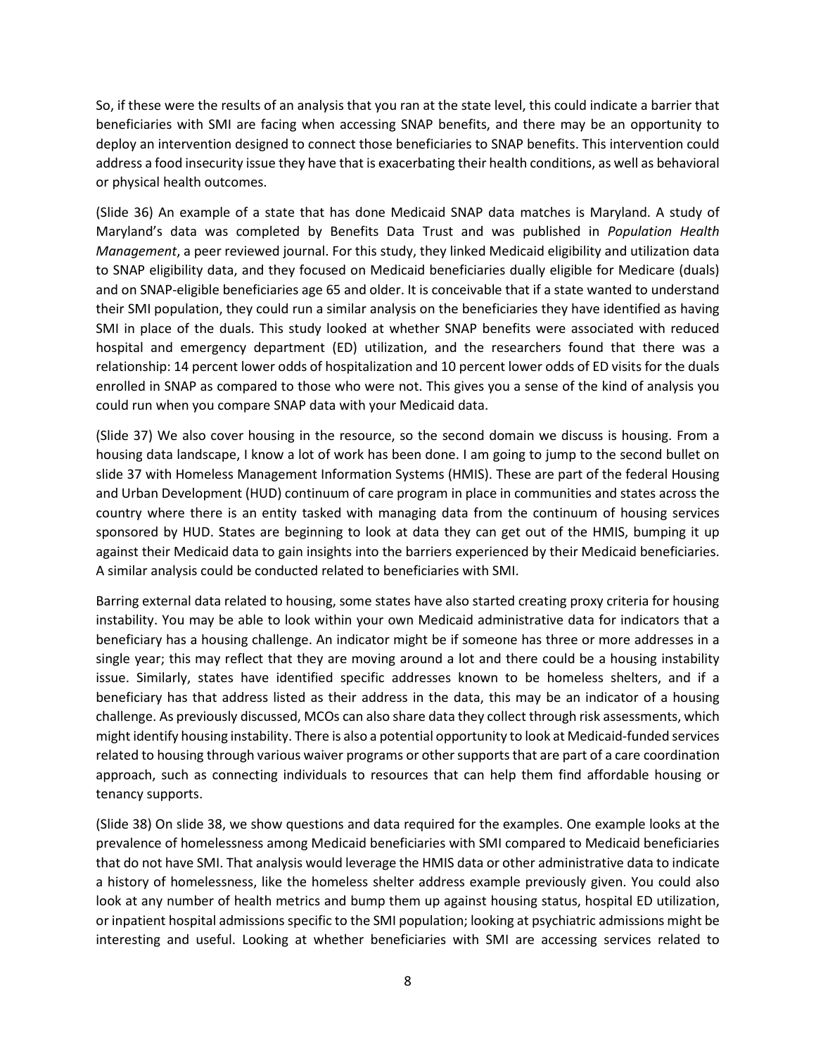So, if these were the results of an analysis that you ran at the state level, this could indicate a barrier that beneficiaries with SMI are facing when accessing SNAP benefits, and there may be an opportunity to deploy an intervention designed to connect those beneficiaries to SNAP benefits. This intervention could address a food insecurity issue they have that is exacerbating their health conditions, as well as behavioral or physical health outcomes.

(Slide 36) An example of a state that has done Medicaid SNAP data matches is Maryland. A study of Maryland's data was completed by Benefits Data Trust and was published in *Population Health Management*, a peer reviewed journal. For this study, they linked Medicaid eligibility and utilization data to SNAP eligibility data, and they focused on Medicaid beneficiaries dually eligible for Medicare (duals) and on SNAP-eligible beneficiaries age 65 and older. It is conceivable that if a state wanted to understand their SMI population, they could run a similar analysis on the beneficiaries they have identified as having SMI in place of the duals. This study looked at whether SNAP benefits were associated with reduced hospital and emergency department (ED) utilization, and the researchers found that there was a relationship: 14 percent lower odds of hospitalization and 10 percent lower odds of ED visits for the duals enrolled in SNAP as compared to those who were not. This gives you a sense of the kind of analysis you could run when you compare SNAP data with your Medicaid data.

(Slide 37) We also cover housing in the resource, so the second domain we discuss is housing. From a housing data landscape, I know a lot of work has been done. I am going to jump to the second bullet on slide 37 with Homeless Management Information Systems (HMIS). These are part of the federal Housing and Urban Development (HUD) continuum of care program in place in communities and states across the country where there is an entity tasked with managing data from the continuum of housing services sponsored by HUD. States are beginning to look at data they can get out of the HMIS, bumping it up against their Medicaid data to gain insights into the barriers experienced by their Medicaid beneficiaries. A similar analysis could be conducted related to beneficiaries with SMI.

Barring external data related to housing, some states have also started creating proxy criteria for housing instability. You may be able to look within your own Medicaid administrative data for indicators that a beneficiary has a housing challenge. An indicator might be if someone has three or more addresses in a single year; this may reflect that they are moving around a lot and there could be a housing instability issue. Similarly, states have identified specific addresses known to be homeless shelters, and if a beneficiary has that address listed as their address in the data, this may be an indicator of a housing challenge. As previously discussed, MCOs can also share data they collect through risk assessments, which might identify housing instability. There is also a potential opportunity to look at Medicaid-funded services related to housing through various waiver programs or other supports that are part of a care coordination approach, such as connecting individuals to resources that can help them find affordable housing or tenancy supports.

(Slide 38) On slide 38, we show questions and data required for the examples. One example looks at the prevalence of homelessness among Medicaid beneficiaries with SMI compared to Medicaid beneficiaries that do not have SMI. That analysis would leverage the HMIS data or other administrative data to indicate a history of homelessness, like the homeless shelter address example previously given. You could also look at any number of health metrics and bump them up against housing status, hospital ED utilization, or inpatient hospital admissions specific to the SMI population; looking at psychiatric admissions might be interesting and useful. Looking at whether beneficiaries with SMI are accessing services related to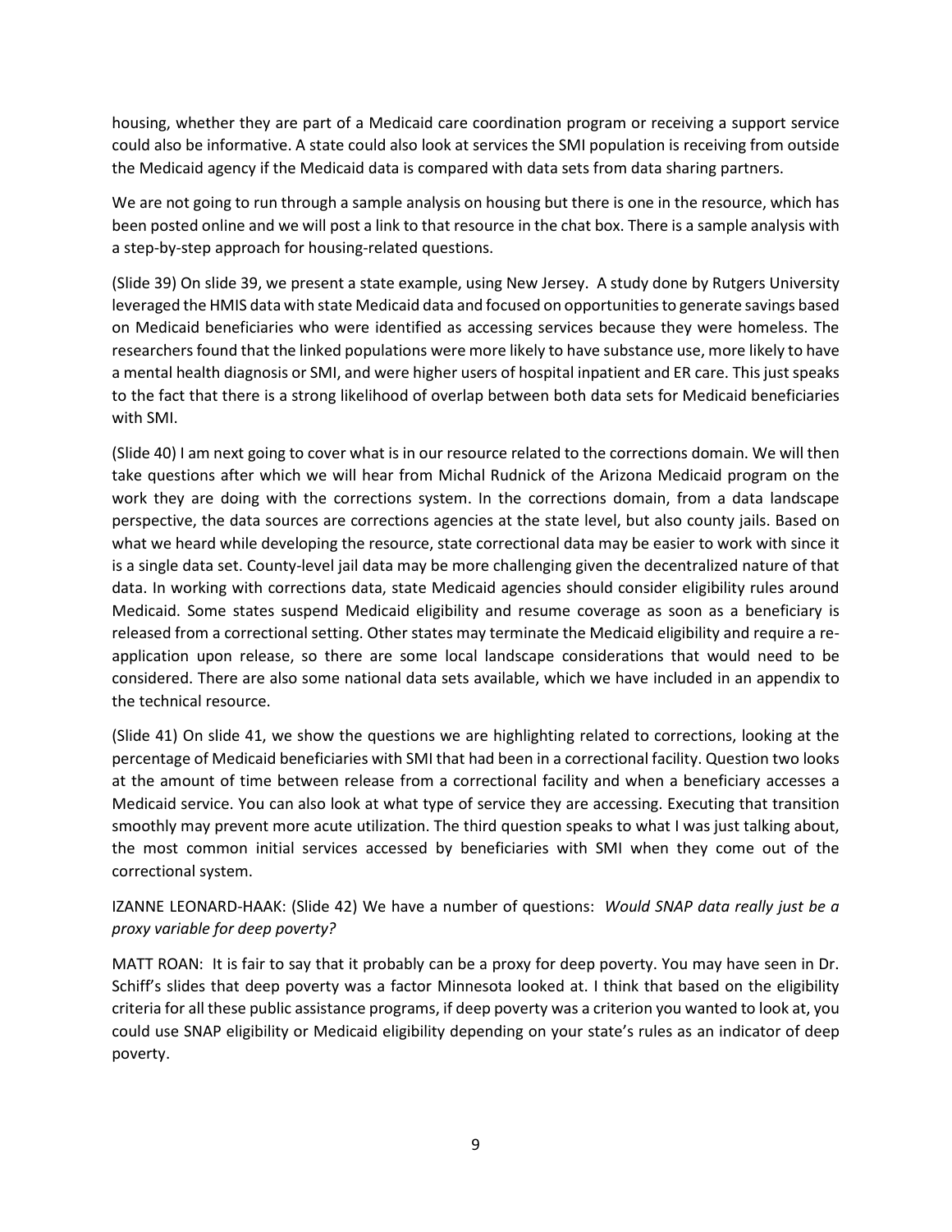housing, whether they are part of a Medicaid care coordination program or receiving a support service could also be informative. A state could also look at services the SMI population is receiving from outside the Medicaid agency if the Medicaid data is compared with data sets from data sharing partners.

We are not going to run through a sample analysis on housing but there is one in the resource, which has been posted online and we will post a link to that resource in the chat box. There is a sample analysis with a step-by-step approach for housing-related questions.

(Slide 39) On slide 39, we present a state example, using New Jersey. A study done by Rutgers University leveraged the HMIS data with state Medicaid data and focused on opportunities to generate savings based on Medicaid beneficiaries who were identified as accessing services because they were homeless. The researchers found that the linked populations were more likely to have substance use, more likely to have a mental health diagnosis or SMI, and were higher users of hospital inpatient and ER care. This just speaks to the fact that there is a strong likelihood of overlap between both data sets for Medicaid beneficiaries with SMI.

(Slide 40) I am next going to cover what is in our resource related to the corrections domain. We will then take questions after which we will hear from Michal Rudnick of the Arizona Medicaid program on the work they are doing with the corrections system. In the corrections domain, from a data landscape perspective, the data sources are corrections agencies at the state level, but also county jails. Based on what we heard while developing the resource, state correctional data may be easier to work with since it is a single data set. County-level jail data may be more challenging given the decentralized nature of that data. In working with corrections data, state Medicaid agencies should consider eligibility rules around Medicaid. Some states suspend Medicaid eligibility and resume coverage as soon as a beneficiary is released from a correctional setting. Other states may terminate the Medicaid eligibility and require a re-application upon release, so there are some local landscape considerations that would need to be considered. There are also some national data sets available, which we have included in an appendix to the technical resource.

(Slide 41) On slide 41, we show the questions we are highlighting related to corrections, looking at the percentage of Medicaid beneficiaries with SMI that had been in a correctional facility. Question two looks at the amount of time between release from a correctional facility and when a beneficiary accesses a Medicaid service. You can also look at what type of service they are accessing. Executing that transition smoothly may prevent more acute utilization. The third question speaks to what I was just talking about, the most common initial services accessed by beneficiaries with SMI when they come out of the correctional system.

IZANNE LEONARD-HAAK: (Slide 42) We have a number of questions: *Would SNAP data really just be a proxy variable for deep poverty?*

MATT ROAN: It is fair to say that it probably can be a proxy for deep poverty. You may have seen in Dr. Schiff's slides that deep poverty was a factor Minnesota looked at. I think that based on the eligibility criteria for all these public assistance programs, if deep poverty was a criterion you wanted to look at, you could use SNAP eligibility or Medicaid eligibility depending on your state's rules as an indicator of deep poverty.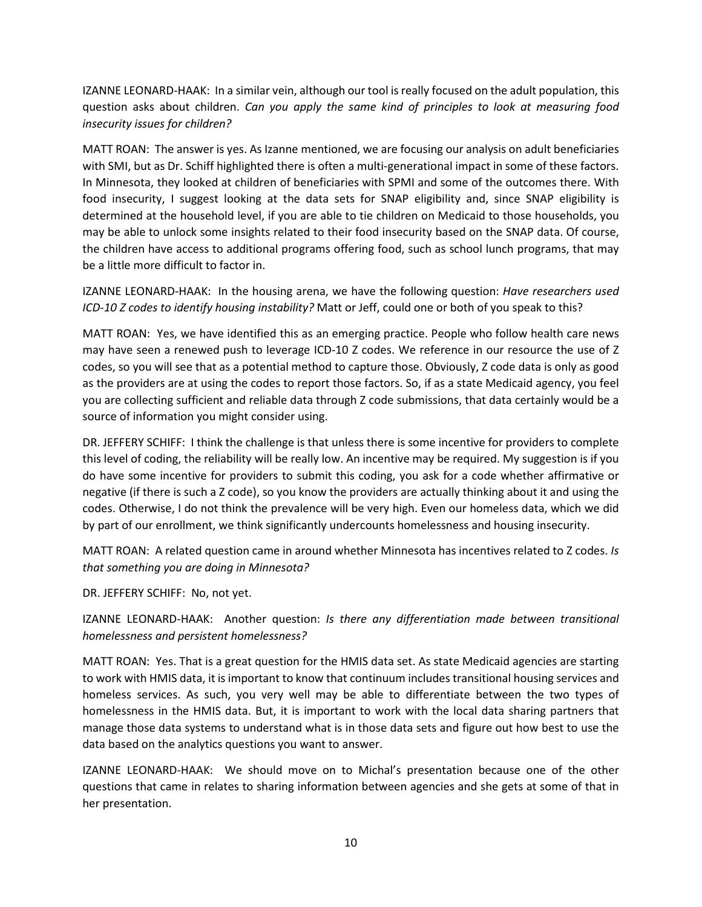IZANNE LEONARD-HAAK: In a similar vein, although our tool is really focused on the adult population, this question asks about children. *Can you apply the same kind of principles to look at measuring food insecurity issues for children?*

MATT ROAN: The answer is yes. As Izanne mentioned, we are focusing our analysis on adult beneficiaries with SMI, but as Dr. Schiff highlighted there is often a multi-generational impact in some of these factors. In Minnesota, they looked at children of beneficiaries with SPMI and some of the outcomes there. With food insecurity, I suggest looking at the data sets for SNAP eligibility and, since SNAP eligibility is determined at the household level, if you are able to tie children on Medicaid to those households, you may be able to unlock some insights related to their food insecurity based on the SNAP data. Of course, the children have access to additional programs offering food, such as school lunch programs, that may be a little more difficult to factor in.

IZANNE LEONARD-HAAK: In the housing arena, we have the following question: *Have researchers used ICD-10 Z codes to identify housing instability?* Matt or Jeff, could one or both of you speak to this?

MATT ROAN: Yes, we have identified this as an emerging practice. People who follow health care news may have seen a renewed push to leverage ICD-10 Z codes. We reference in our resource the use of Z codes, so you will see that as a potential method to capture those. Obviously, Z code data is only as good as the providers are at using the codes to report those factors. So, if as a state Medicaid agency, you feel you are collecting sufficient and reliable data through Z code submissions, that data certainly would be a source of information you might consider using.

DR. JEFFERY SCHIFF: I think the challenge is that unless there is some incentive for providers to complete this level of coding, the reliability will be really low. An incentive may be required. My suggestion is if you do have some incentive for providers to submit this coding, you ask for a code whether affirmative or negative (if there is such a Z code), so you know the providers are actually thinking about it and using the codes. Otherwise, I do not think the prevalence will be very high. Even our homeless data, which we did by part of our enrollment, we think significantly undercounts homelessness and housing insecurity.

MATT ROAN: A related question came in around whether Minnesota has incentives related to Z codes. *Is that something you are doing in Minnesota?*

DR. JEFFERY SCHIFF: No, not yet.

IZANNE LEONARD-HAAK: Another question: *Is there any differentiation made between transitional homelessness and persistent homelessness?*

MATT ROAN: Yes. That is a great question for the HMIS data set. As state Medicaid agencies are starting to work with HMIS data, it is important to know that continuum includes transitional housing services and homeless services. As such, you very well may be able to differentiate between the two types of homelessness in the HMIS data. But, it is important to work with the local data sharing partners that manage those data systems to understand what is in those data sets and figure out how best to use the data based on the analytics questions you want to answer.

IZANNE LEONARD-HAAK: We should move on to Michal's presentation because one of the other questions that came in relates to sharing information between agencies and she gets at some of that in her presentation.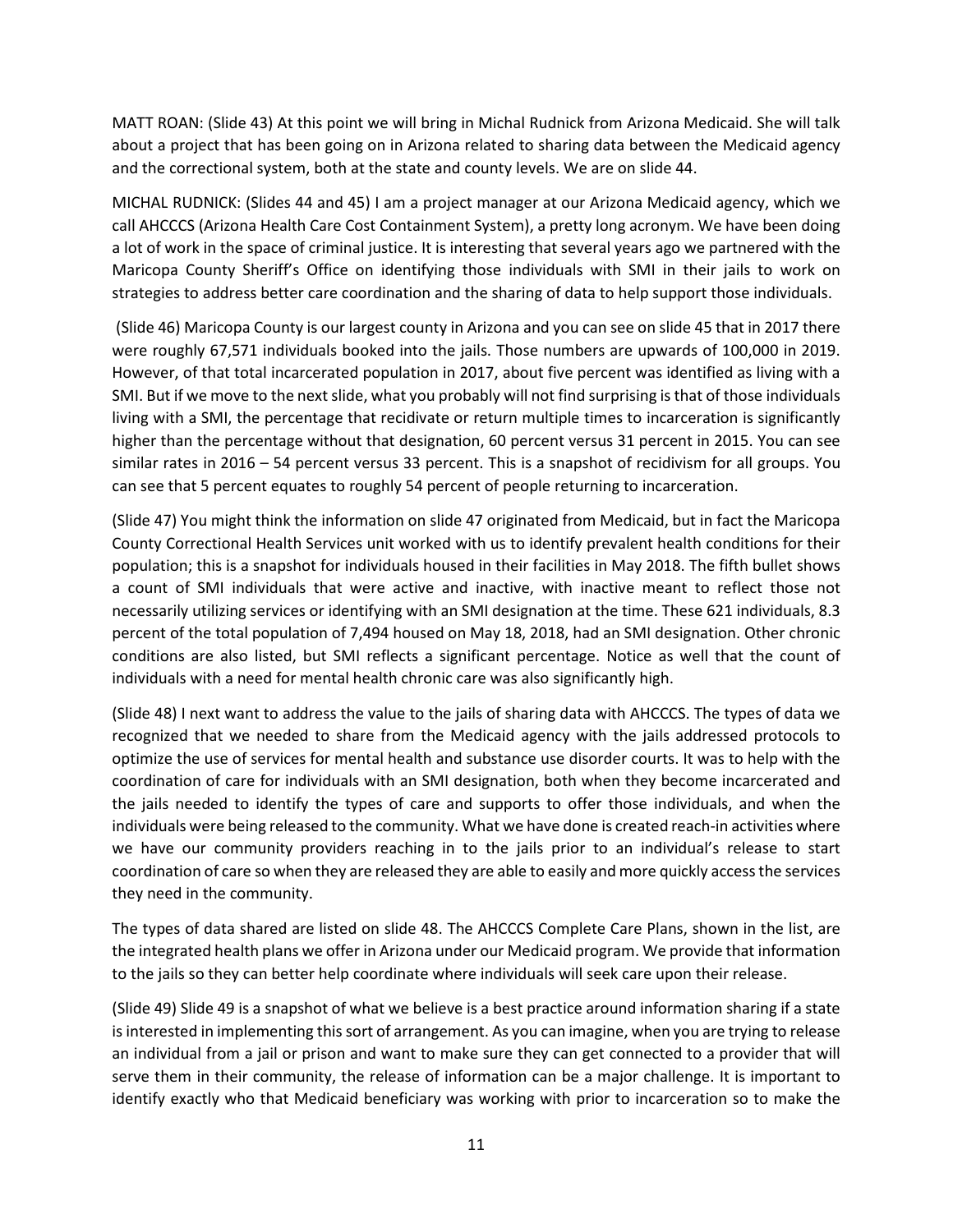MATT ROAN: (Slide 43) At this point we will bring in Michal Rudnick from Arizona Medicaid. She will talk about a project that has been going on in Arizona related to sharing data between the Medicaid agency and the correctional system, both at the state and county levels. We are on slide 44.

MICHAL RUDNICK: (Slides 44 and 45) I am a project manager at our Arizona Medicaid agency, which we call AHCCCS (Arizona Health Care Cost Containment System), a pretty long acronym. We have been doing a lot of work in the space of criminal justice. It is interesting that several years ago we partnered with the Maricopa County Sheriff's Office on identifying those individuals with SMI in their jails to work on strategies to address better care coordination and the sharing of data to help support those individuals.

(Slide 46) Maricopa County is our largest county in Arizona and you can see on slide 45 that in 2017 there were roughly 67,571 individuals booked into the jails. Those numbers are upwards of 100,000 in 2019. However, of that total incarcerated population in 2017, about five percent was identified as living with a SMI. But if we move to the next slide, what you probably will not find surprising is that of those individuals living with a SMI, the percentage that recidivate or return multiple times to incarceration is significantly higher than the percentage without that designation, 60 percent versus 31 percent in 2015. You can see similar rates in 2016 – 54 percent versus 33 percent. This is a snapshot of recidivism for all groups. You can see that 5 percent equates to roughly 54 percent of people returning to incarceration.

(Slide 47) You might think the information on slide 47 originated from Medicaid, but in fact the Maricopa County Correctional Health Services unit worked with us to identify prevalent health conditions for their population; this is a snapshot for individuals housed in their facilities in May 2018. The fifth bullet shows a count of SMI individuals that were active and inactive, with inactive meant to reflect those not necessarily utilizing services or identifying with an SMI designation at the time. These 621 individuals, 8.3 percent of the total population of 7,494 housed on May 18, 2018, had an SMI designation. Other chronic conditions are also listed, but SMI reflects a significant percentage. Notice as well that the count of individuals with a need for mental health chronic care was also significantly high.

(Slide 48) I next want to address the value to the jails of sharing data with AHCCCS. The types of data we recognized that we needed to share from the Medicaid agency with the jails addressed protocols to optimize the use of services for mental health and substance use disorder courts. It was to help with the coordination of care for individuals with an SMI designation, both when they become incarcerated and the jails needed to identify the types of care and supports to offer those individuals, and when the individuals were being released to the community. What we have done is created reach-in activities where we have our community providers reaching in to the jails prior to an individual's release to start coordination of care so when they are released they are able to easily and more quickly access the services they need in the community.

The types of data shared are listed on slide 48. The AHCCCS Complete Care Plans, shown in the list, are the integrated health plans we offer in Arizona under our Medicaid program. We provide that information to the jails so they can better help coordinate where individuals will seek care upon their release.

(Slide 49) Slide 49 is a snapshot of what we believe is a best practice around information sharing if a state is interested in implementing this sort of arrangement. As you can imagine, when you are trying to release an individual from a jail or prison and want to make sure they can get connected to a provider that will serve them in their community, the release of information can be a major challenge. It is important to identify exactly who that Medicaid beneficiary was working with prior to incarceration so to make the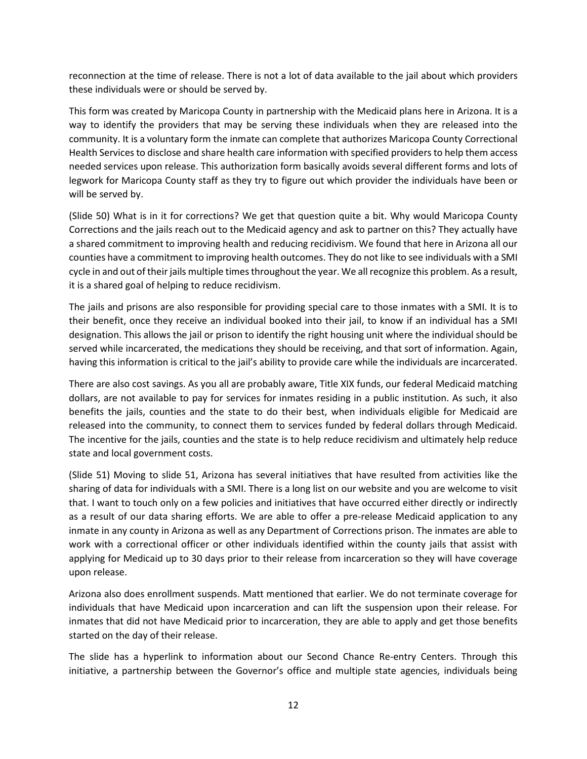reconnection at the time of release. There is not a lot of data available to the jail about which providers these individuals were or should be served by.

This form was created by Maricopa County in partnership with the Medicaid plans here in Arizona. It is a way to identify the providers that may be serving these individuals when they are released into the community. It is a voluntary form the inmate can complete that authorizes Maricopa County Correctional Health Services to disclose and share health care information with specified providers to help them access needed services upon release. This authorization form basically avoids several different forms and lots of legwork for Maricopa County staff as they try to figure out which provider the individuals have been or will be served by.

(Slide 50) What is in it for corrections? We get that question quite a bit. Why would Maricopa County Corrections and the jails reach out to the Medicaid agency and ask to partner on this? They actually have a shared commitment to improving health and reducing recidivism. We found that here in Arizona all our counties have a commitment to improving health outcomes. They do not like to see individuals with a SMI cycle in and out of their jails multiple times throughout the year. We all recognize this problem. As a result, it is a shared goal of helping to reduce recidivism.

The jails and prisons are also responsible for providing special care to those inmates with a SMI. It is to their benefit, once they receive an individual booked into their jail, to know if an individual has a SMI designation. This allows the jail or prison to identify the right housing unit where the individual should be served while incarcerated, the medications they should be receiving, and that sort of information. Again, having this information is critical to the jail's ability to provide care while the individuals are incarcerated.

There are also cost savings. As you all are probably aware, Title XIX funds, our federal Medicaid matching dollars, are not available to pay for services for inmates residing in a public institution. As such, it also benefits the jails, counties and the state to do their best, when individuals eligible for Medicaid are released into the community, to connect them to services funded by federal dollars through Medicaid. The incentive for the jails, counties and the state is to help reduce recidivism and ultimately help reduce state and local government costs.

(Slide 51) Moving to slide 51, Arizona has several initiatives that have resulted from activities like the sharing of data for individuals with a SMI. There is a long list on our website and you are welcome to visit that. I want to touch only on a few policies and initiatives that have occurred either directly or indirectly as a result of our data sharing efforts. We are able to offer a pre-release Medicaid application to any inmate in any county in Arizona as well as any Department of Corrections prison. The inmates are able to work with a correctional officer or other individuals identified within the county jails that assist with applying for Medicaid up to 30 days prior to their release from incarceration so they will have coverage upon release.

Arizona also does enrollment suspends. Matt mentioned that earlier. We do not terminate coverage for individuals that have Medicaid upon incarceration and can lift the suspension upon their release. For inmates that did not have Medicaid prior to incarceration, they are able to apply and get those benefits started on the day of their release.

The slide has a hyperlink to information about our Second Chance Re-entry Centers. Through this initiative, a partnership between the Governor's office and multiple state agencies, individuals being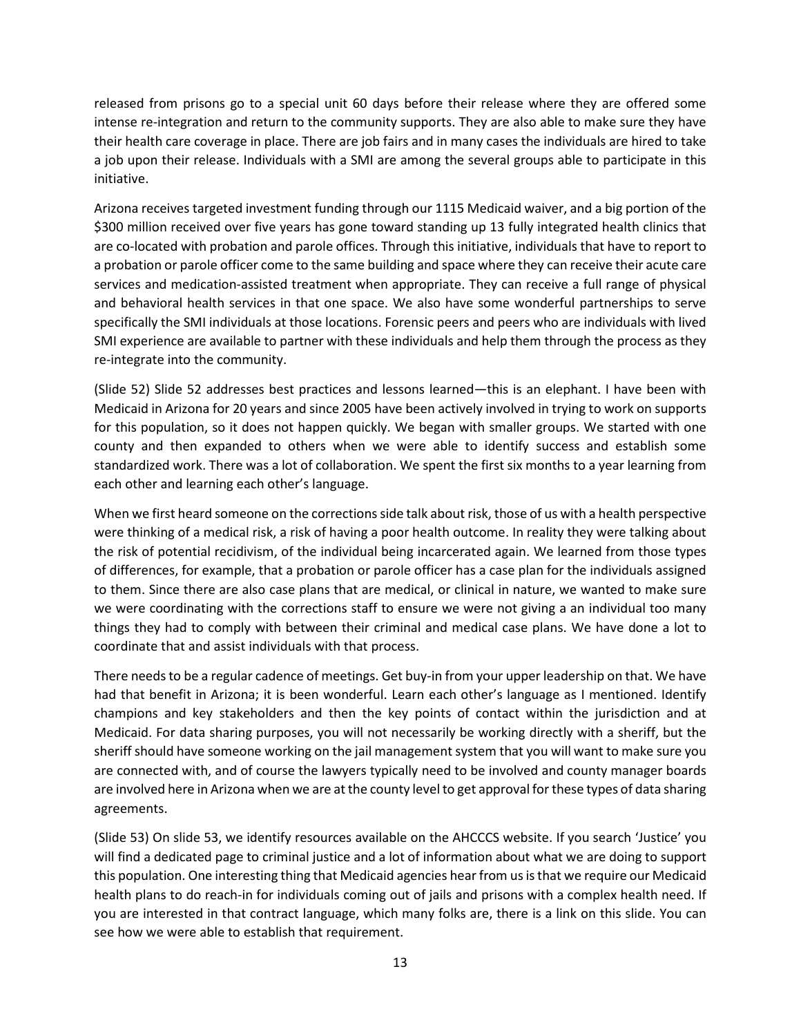released from prisons go to a special unit 60 days before their release where they are offered some intense re-integration and return to the community supports. They are also able to make sure they have their health care coverage in place. There are job fairs and in many cases the individuals are hired to take a job upon their release. Individuals with a SMI are among the several groups able to participate in this initiative.

Arizona receives targeted investment funding through our 1115 Medicaid waiver, and a big portion of the $300 million received over five years has gone toward standing up 13 fully integrated health clinics that are co-located with probation and parole offices. Through this initiative, individuals that have to report to a probation or parole officer come to the same building and space where they can receive their acute care services and medication-assisted treatment when appropriate. They can receive a full range of physical and behavioral health services in that one space. We also have some wonderful partnerships to serve specifically the SMI individuals at those locations. Forensic peers and peers who are individuals with lived SMI experience are available to partner with these individuals and help them through the process as they re-integrate into the community.

(Slide 52) Slide 52 addresses best practices and lessons learned—this is an elephant. I have been with Medicaid in Arizona for 20 years and since 2005 have been actively involved in trying to work on supports for this population, so it does not happen quickly. We began with smaller groups. We started with one county and then expanded to others when we were able to identify success and establish some standardized work. There was a lot of collaboration. We spent the first six months to a year learning from each other and learning each other's language.

When we first heard someone on the corrections side talk about risk, those of us with a health perspective were thinking of a medical risk, a risk of having a poor health outcome. In reality they were talking about the risk of potential recidivism, of the individual being incarcerated again. We learned from those types of differences, for example, that a probation or parole officer has a case plan for the individuals assigned to them. Since there are also case plans that are medical, or clinical in nature, we wanted to make sure we were coordinating with the corrections staff to ensure we were not giving a an individual too many things they had to comply with between their criminal and medical case plans. We have done a lot to coordinate that and assist individuals with that process.

There needs to be a regular cadence of meetings. Get buy-in from your upper leadership on that. We have had that benefit in Arizona; it is been wonderful. Learn each other's language as I mentioned. Identify champions and key stakeholders and then the key points of contact within the jurisdiction and at Medicaid. For data sharing purposes, you will not necessarily be working directly with a sheriff, but the sheriff should have someone working on the jail management system that you will want to make sure you are connected with, and of course the lawyers typically need to be involved and county manager boards are involved here in Arizona when we are at the county level to get approval for these types of data sharing agreements.

(Slide 53) On slide 53, we identify resources available on the AHCCCS website. If you search 'Justice' you will find a dedicated page to criminal justice and a lot of information about what we are doing to support this population. One interesting thing that Medicaid agencies hear from us is that we require our Medicaid health plans to do reach-in for individuals coming out of jails and prisons with a complex health need. If you are interested in that contract language, which many folks are, there is a link on this slide. You can see how we were able to establish that requirement.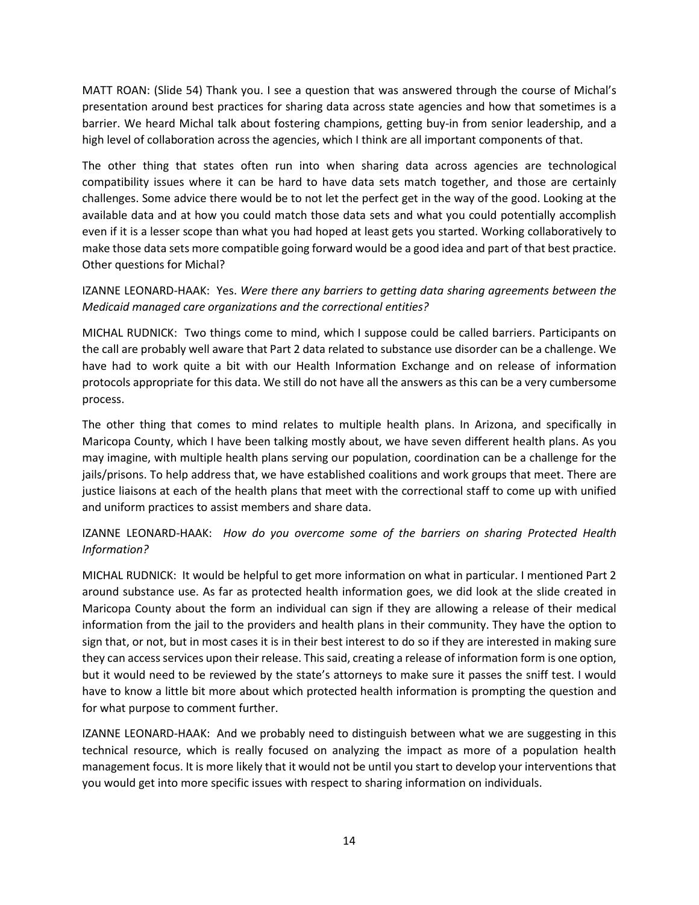MATT ROAN: (Slide 54) Thank you. I see a question that was answered through the course of Michal's presentation around best practices for sharing data across state agencies and how that sometimes is a barrier. We heard Michal talk about fostering champions, getting buy-in from senior leadership, and a high level of collaboration across the agencies, which I think are all important components of that.

The other thing that states often run into when sharing data across agencies are technological compatibility issues where it can be hard to have data sets match together, and those are certainly challenges. Some advice there would be to not let the perfect get in the way of the good. Looking at the available data and at how you could match those data sets and what you could potentially accomplish even if it is a lesser scope than what you had hoped at least gets you started. Working collaboratively to make those data sets more compatible going forward would be a good idea and part of that best practice. Other questions for Michal?

IZANNE LEONARD-HAAK: Yes. *Were there any barriers to getting data sharing agreements between the Medicaid managed care organizations and the correctional entities?*

MICHAL RUDNICK: Two things come to mind, which I suppose could be called barriers. Participants on the call are probably well aware that Part 2 data related to substance use disorder can be a challenge. We have had to work quite a bit with our Health Information Exchange and on release of information protocols appropriate for this data. We still do not have all the answers as this can be a very cumbersome process.

The other thing that comes to mind relates to multiple health plans. In Arizona, and specifically in Maricopa County, which I have been talking mostly about, we have seven different health plans. As you may imagine, with multiple health plans serving our population, coordination can be a challenge for the jails/prisons. To help address that, we have established coalitions and work groups that meet. There are justice liaisons at each of the health plans that meet with the correctional staff to come up with unified and uniform practices to assist members and share data.

IZANNE LEONARD-HAAK: *How do you overcome some of the barriers on sharing Protected Health Information?*

MICHAL RUDNICK: It would be helpful to get more information on what in particular. I mentioned Part 2 around substance use. As far as protected health information goes, we did look at the slide created in Maricopa County about the form an individual can sign if they are allowing a release of their medical information from the jail to the providers and health plans in their community. They have the option to sign that, or not, but in most cases it is in their best interest to do so if they are interested in making sure they can access services upon their release. This said, creating a release of information form is one option, but it would need to be reviewed by the state's attorneys to make sure it passes the sniff test. I would have to know a little bit more about which protected health information is prompting the question and for what purpose to comment further.

IZANNE LEONARD-HAAK: And we probably need to distinguish between what we are suggesting in this technical resource, which is really focused on analyzing the impact as more of a population health management focus. It is more likely that it would not be until you start to develop your interventions that you would get into more specific issues with respect to sharing information on individuals.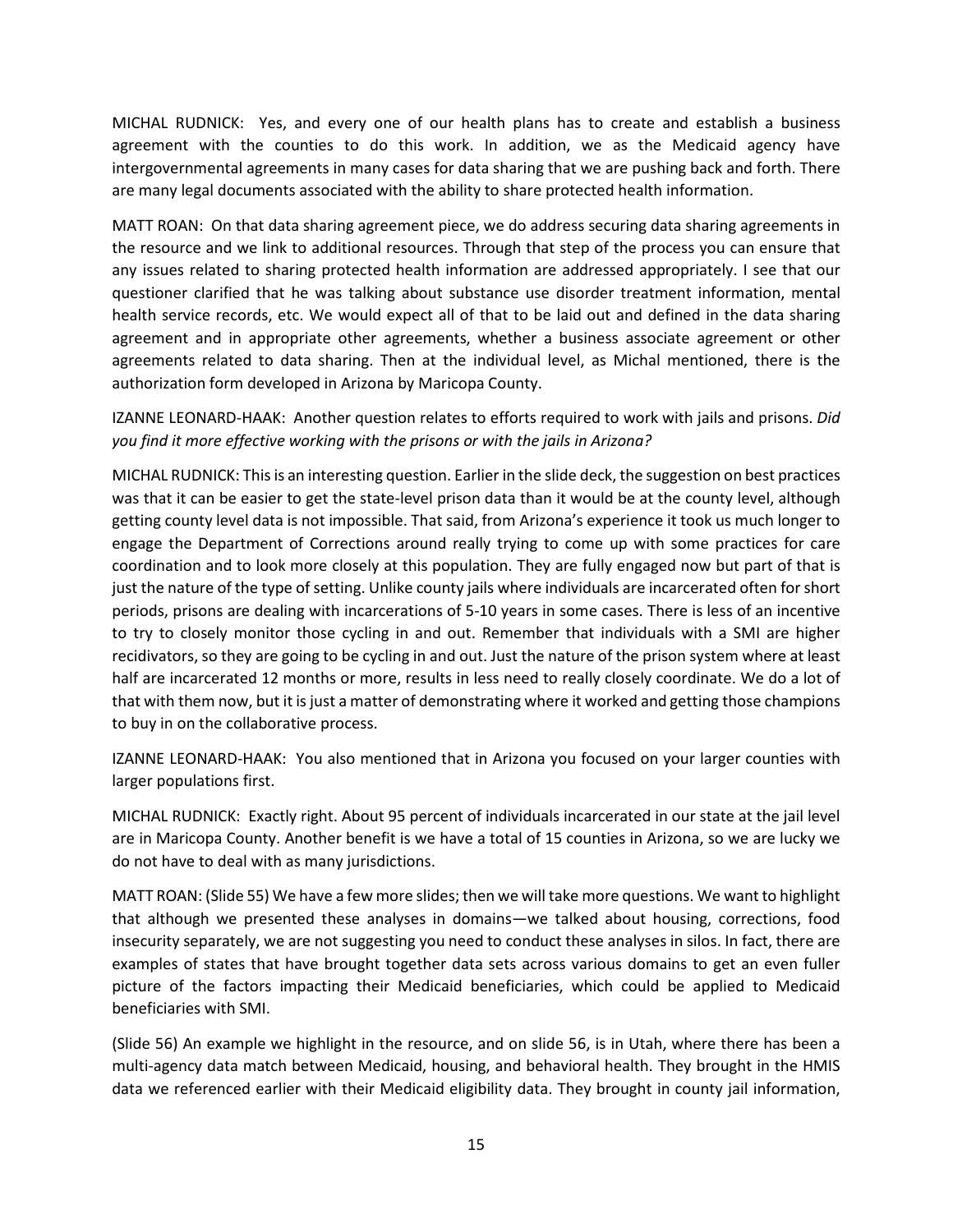MICHAL RUDNICK: Yes, and every one of our health plans has to create and establish a business agreement with the counties to do this work. In addition, we as the Medicaid agency have intergovernmental agreements in many cases for data sharing that we are pushing back and forth. There are many legal documents associated with the ability to share protected health information.

MATT ROAN: On that data sharing agreement piece, we do address securing data sharing agreements in the resource and we link to additional resources. Through that step of the process you can ensure that any issues related to sharing protected health information are addressed appropriately. I see that our questioner clarified that he was talking about substance use disorder treatment information, mental health service records, etc. We would expect all of that to be laid out and defined in the data sharing agreement and in appropriate other agreements, whether a business associate agreement or other agreements related to data sharing. Then at the individual level, as Michal mentioned, there is the authorization form developed in Arizona by Maricopa County.

IZANNE LEONARD-HAAK: Another question relates to efforts required to work with jails and prisons. *Did you find it more effective working with the prisons or with the jails in Arizona?*

MICHAL RUDNICK: This is an interesting question. Earlier in the slide deck, the suggestion on best practices was that it can be easier to get the state-level prison data than it would be at the county level, although getting county level data is not impossible. That said, from Arizona's experience it took us much longer to engage the Department of Corrections around really trying to come up with some practices for care coordination and to look more closely at this population. They are fully engaged now but part of that is just the nature of the type of setting. Unlike county jails where individuals are incarcerated often for short periods, prisons are dealing with incarcerations of 5-10 years in some cases. There is less of an incentive to try to closely monitor those cycling in and out. Remember that individuals with a SMI are higher recidivators, so they are going to be cycling in and out. Just the nature of the prison system where at least half are incarcerated 12 months or more, results in less need to really closely coordinate. We do a lot of that with them now, but it is just a matter of demonstrating where it worked and getting those champions to buy in on the collaborative process.

IZANNE LEONARD-HAAK: You also mentioned that in Arizona you focused on your larger counties with larger populations first.

MICHAL RUDNICK: Exactly right. About 95 percent of individuals incarcerated in our state at the jail level are in Maricopa County. Another benefit is we have a total of 15 counties in Arizona, so we are lucky we do not have to deal with as many jurisdictions.

MATT ROAN: (Slide 55) We have a few more slides; then we will take more questions. We want to highlight that although we presented these analyses in domains—we talked about housing, corrections, food insecurity separately, we are not suggesting you need to conduct these analyses in silos. In fact, there are examples of states that have brought together data sets across various domains to get an even fuller picture of the factors impacting their Medicaid beneficiaries, which could be applied to Medicaid beneficiaries with SMI.

(Slide 56) An example we highlight in the resource, and on slide 56, is in Utah, where there has been a multi-agency data match between Medicaid, housing, and behavioral health. They brought in the HMIS data we referenced earlier with their Medicaid eligibility data. They brought in county jail information,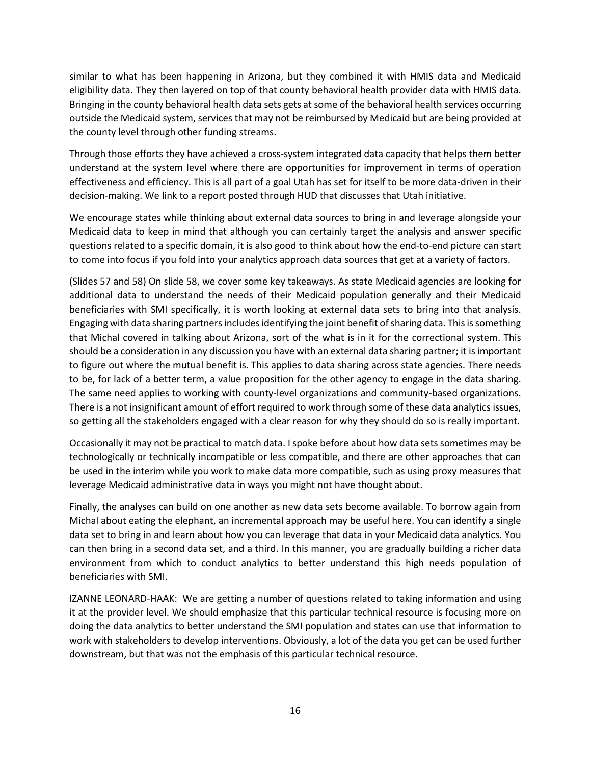similar to what has been happening in Arizona, but they combined it with HMIS data and Medicaid eligibility data. They then layered on top of that county behavioral health provider data with HMIS data. Bringing in the county behavioral health data sets gets at some of the behavioral health services occurring outside the Medicaid system, services that may not be reimbursed by Medicaid but are being provided at the county level through other funding streams.

Through those efforts they have achieved a cross-system integrated data capacity that helps them better understand at the system level where there are opportunities for improvement in terms of operation effectiveness and efficiency. This is all part of a goal Utah has set for itself to be more data-driven in their decision-making. We link to a report posted through HUD that discusses that Utah initiative.

We encourage states while thinking about external data sources to bring in and leverage alongside your Medicaid data to keep in mind that although you can certainly target the analysis and answer specific questions related to a specific domain, it is also good to think about how the end-to-end picture can start to come into focus if you fold into your analytics approach data sources that get at a variety of factors.

(Slides 57 and 58) On slide 58, we cover some key takeaways. As state Medicaid agencies are looking for additional data to understand the needs of their Medicaid population generally and their Medicaid beneficiaries with SMI specifically, it is worth looking at external data sets to bring into that analysis. Engaging with data sharing partners includes identifying the joint benefit of sharing data. This is something that Michal covered in talking about Arizona, sort of the what is in it for the correctional system. This should be a consideration in any discussion you have with an external data sharing partner; it is important to figure out where the mutual benefit is. This applies to data sharing across state agencies. There needs to be, for lack of a better term, a value proposition for the other agency to engage in the data sharing. The same need applies to working with county-level organizations and community-based organizations. There is a not insignificant amount of effort required to work through some of these data analytics issues, so getting all the stakeholders engaged with a clear reason for why they should do so is really important.

Occasionally it may not be practical to match data. I spoke before about how data sets sometimes may be technologically or technically incompatible or less compatible, and there are other approaches that can be used in the interim while you work to make data more compatible, such as using proxy measures that leverage Medicaid administrative data in ways you might not have thought about.

Finally, the analyses can build on one another as new data sets become available. To borrow again from Michal about eating the elephant, an incremental approach may be useful here. You can identify a single data set to bring in and learn about how you can leverage that data in your Medicaid data analytics. You can then bring in a second data set, and a third. In this manner, you are gradually building a richer data environment from which to conduct analytics to better understand this high needs population of beneficiaries with SMI.

IZANNE LEONARD-HAAK: We are getting a number of questions related to taking information and using it at the provider level. We should emphasize that this particular technical resource is focusing more on doing the data analytics to better understand the SMI population and states can use that information to work with stakeholders to develop interventions. Obviously, a lot of the data you get can be used further downstream, but that was not the emphasis of this particular technical resource.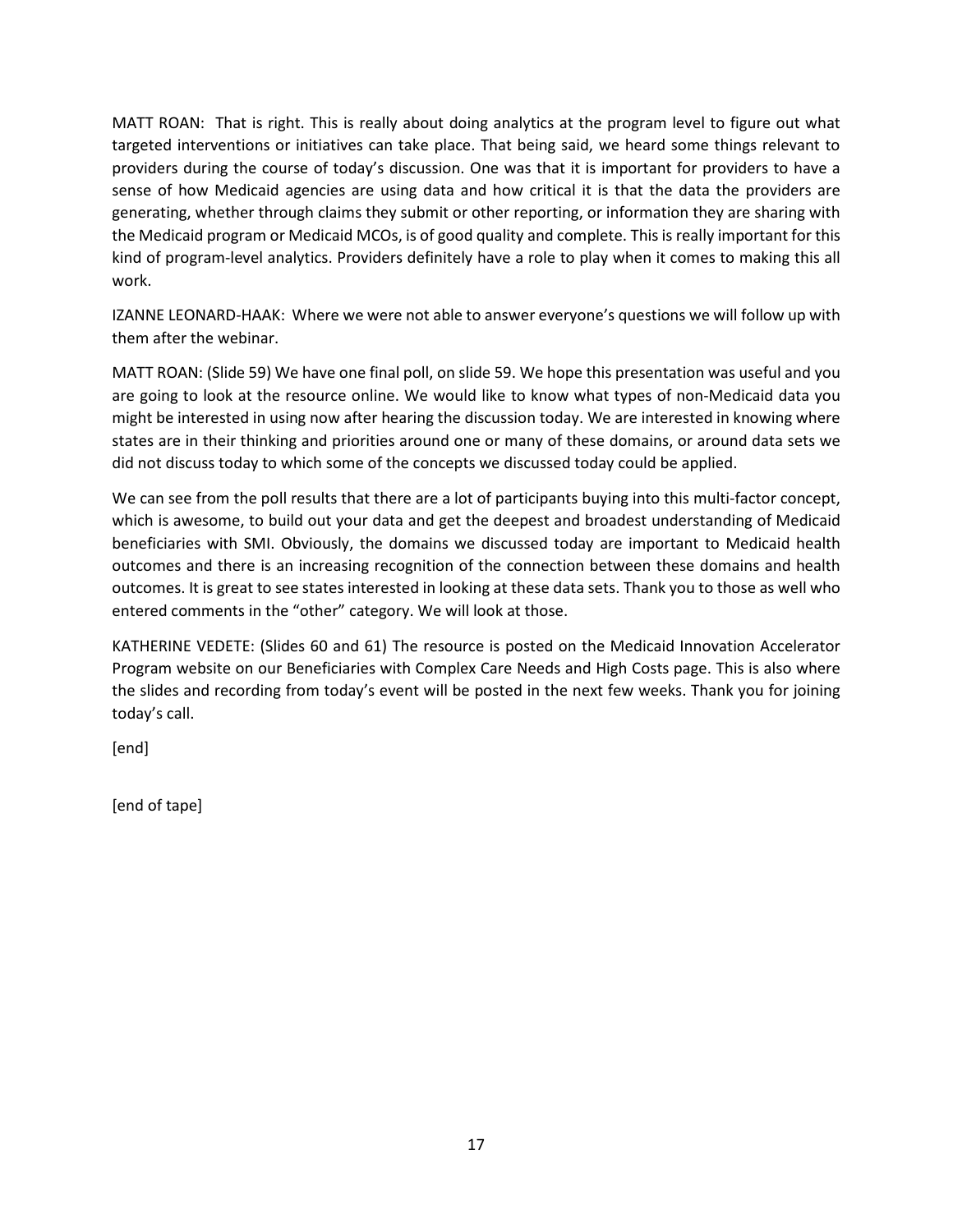MATT ROAN: That is right. This is really about doing analytics at the program level to figure out what targeted interventions or initiatives can take place. That being said, we heard some things relevant to providers during the course of today's discussion. One was that it is important for providers to have a sense of how Medicaid agencies are using data and how critical it is that the data the providers are generating, whether through claims they submit or other reporting, or information they are sharing with the Medicaid program or Medicaid MCOs, is of good quality and complete. This is really important for this kind of program-level analytics. Providers definitely have a role to play when it comes to making this all work.

IZANNE LEONARD-HAAK: Where we were not able to answer everyone's questions we will follow up with them after the webinar.

MATT ROAN: (Slide 59) We have one final poll, on slide 59. We hope this presentation was useful and you are going to look at the resource online. We would like to know what types of non-Medicaid data you might be interested in using now after hearing the discussion today. We are interested in knowing where states are in their thinking and priorities around one or many of these domains, or around data sets we did not discuss today to which some of the concepts we discussed today could be applied.

We can see from the poll results that there are a lot of participants buying into this multi-factor concept, which is awesome, to build out your data and get the deepest and broadest understanding of Medicaid beneficiaries with SMI. Obviously, the domains we discussed today are important to Medicaid health outcomes and there is an increasing recognition of the connection between these domains and health outcomes. It is great to see states interested in looking at these data sets. Thank you to those as well who entered comments in the "other" category. We will look at those.

KATHERINE VEDETE: (Slides 60 and 61) The resource is posted on the Medicaid Innovation Accelerator Program website on our Beneficiaries with Complex Care Needs and High Costs page. This is also where the slides and recording from today's event will be posted in the next few weeks. Thank you for joining today's call.

[end]

[end of tape]